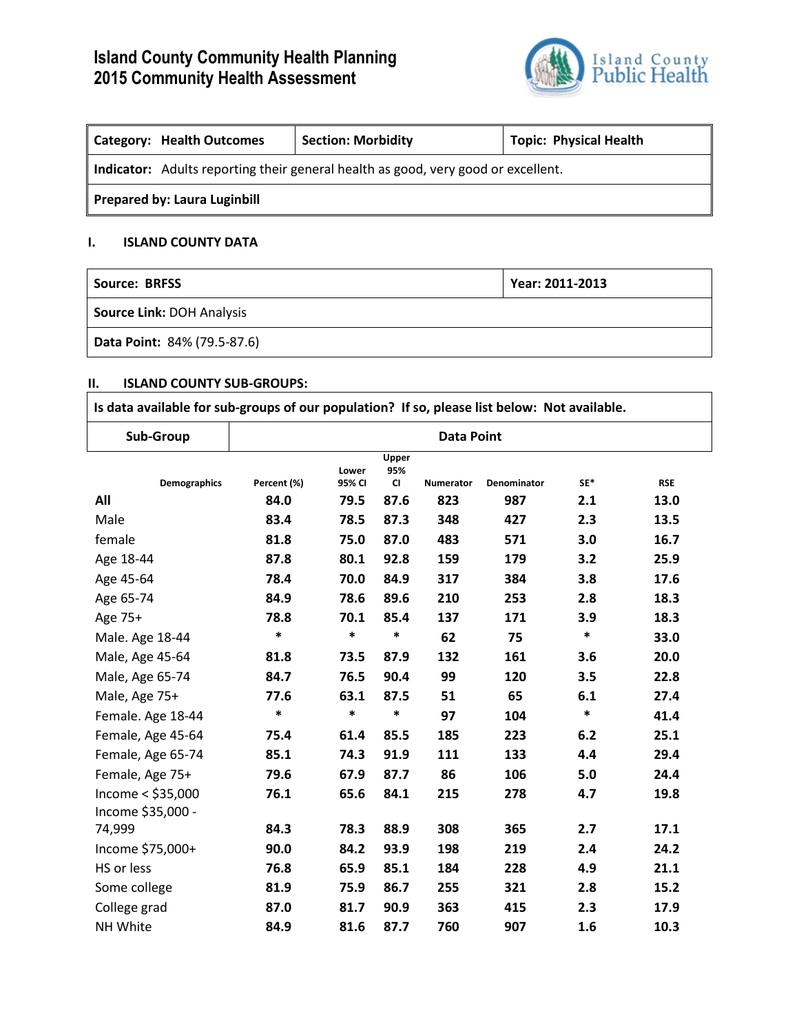# Island County Community Health Planning
# 2015 Community Health Assessment

| Category: Health Outcomes | Section: Morbidity | Topic: Physical Health |
|---|---|---|
| **Indicator:** Adults reporting their general health as good, very good or excellent. | | |
| **Prepared by: Laura Luginbill** | | |

## I. ISLAND COUNTY DATA

| Source: BRFSS | Year: 2011-2013 |
|---|---|
| **Source Link:** DOH Analysis | |
| **Data Point:** 84% (79.5-87.6) | |

## II. ISLAND COUNTY SUB-GROUPS:

**Is data available for sub-groups of our population? If so, please list below: Not available.**

| Sub-Group | Data Point |
|---|---|

| Demographics | Percent (%) | Lower 95% CI | Upper 95% CI | Numerator | Denominator | SE* | RSE |
|---|---|---|---|---|---|---|---|
| **All** | **84.0** | **79.5** | **87.6** | **823** | **987** | **2.1** | **13.0** |
| Male | **83.4** | **78.5** | **87.3** | **348** | **427** | **2.3** | **13.5** |
| female | **81.8** | **75.0** | **87.0** | **483** | **571** | **3.0** | **16.7** |
| Age 18-44 | **87.8** | **80.1** | **92.8** | **159** | **179** | **3.2** | **25.9** |
| Age 45-64 | **78.4** | **70.0** | **84.9** | **317** | **384** | **3.8** | **17.6** |
| Age 65-74 | **84.9** | **78.6** | **89.6** | **210** | **253** | **2.8** | **18.3** |
| Age 75+ | **78.8** | **70.1** | **85.4** | **137** | **171** | **3.9** | **18.3** |
| Male. Age 18-44 | * | * | * | **62** | **75** | * | **33.0** |
| Male, Age 45-64 | **81.8** | **73.5** | **87.9** | **132** | **161** | **3.6** | **20.0** |
| Male, Age 65-74 | **84.7** | **76.5** | **90.4** | **99** | **120** | **3.5** | **22.8** |
| Male, Age 75+ | **77.6** | **63.1** | **87.5** | **51** | **65** | **6.1** | **27.4** |
| Female. Age 18-44 | * | * | * | **97** | **104** | * | **41.4** |
| Female, Age 45-64 | **75.4** | **61.4** | **85.5** | **185** | **223** | **6.2** | **25.1** |
| Female, Age 65-74 | **85.1** | **74.3** | **91.9** | **111** | **133** | **4.4** | **29.4** |
| Female, Age 75+ | **79.6** | **67.9** | **87.7** | **86** | **106** | **5.0** | **24.4** |
| Income < $35,000 | **76.1** | **65.6** | **84.1** | **215** | **278** | **4.7** | **19.8** |
| Income $35,000 - 74,999 | **84.3** | **78.3** | **88.9** | **308** | **365** | **2.7** | **17.1** |
| Income $75,000+ | **90.0** | **84.2** | **93.9** | **198** | **219** | **2.4** | **24.2** |
| HS or less | **76.8** | **65.9** | **85.1** | **184** | **228** | **4.9** | **21.1** |
| Some college | **81.9** | **75.9** | **86.7** | **255** | **321** | **2.8** | **15.2** |
| College grad | **87.0** | **81.7** | **90.9** | **363** | **415** | **2.3** | **17.9** |
| NH White | **84.9** | **81.6** | **87.7** | **760** | **907** | **1.6** | **10.3** |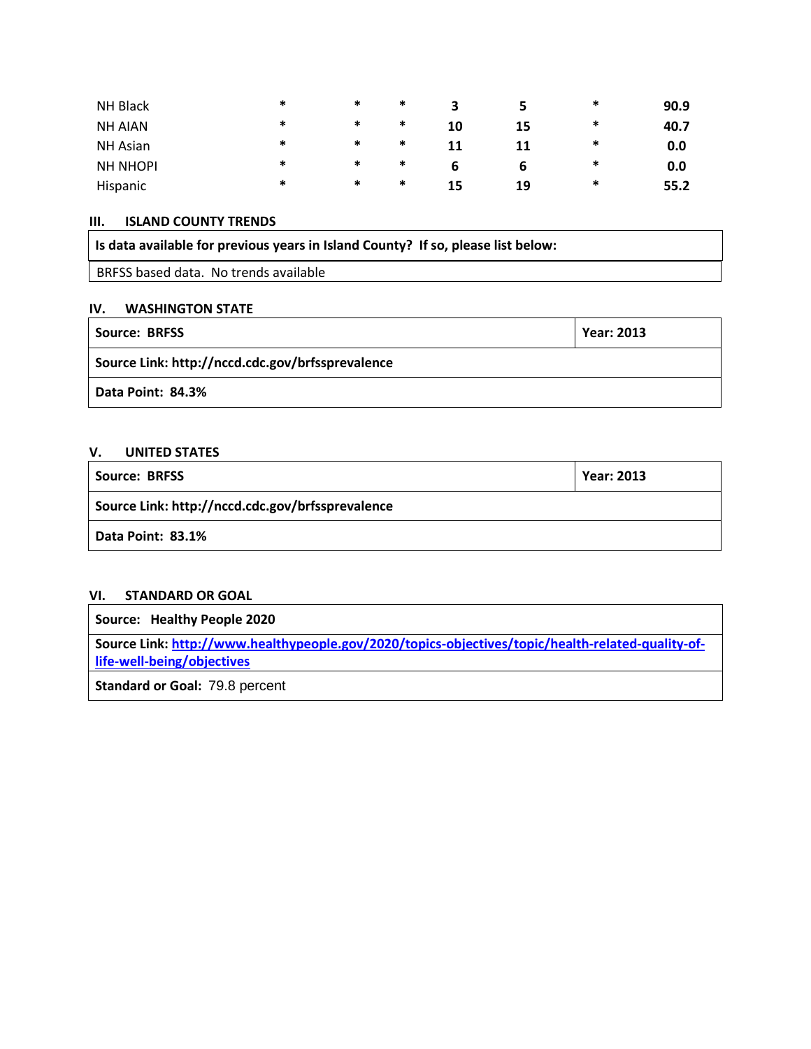| | | | | | | | |
|---|---|---|---|---|---|---|---|
| NH Black | * | * | * | **3** | **5** | * | **90.9** |
| NH AIAN | * | * | * | **10** | **15** | * | **40.7** |
| NH Asian | * | * | * | **11** | **11** | * | **0.0** |
| NH NHOPI | * | * | * | **6** | **6** | * | **0.0** |
| Hispanic | * | * | * | **15** | **19** | * | **55.2** |

### III. ISLAND COUNTY TRENDS

| **Is data available for previous years in Island County? If so, please list below:** |
|---|
| BRFSS based data. No trends available |

### IV. WASHINGTON STATE

| **Source: BRFSS** | **Year: 2013** |
|---|---|
| **Source Link: http://nccd.cdc.gov/brfssprevalence** | |
| **Data Point: 84.3%** | |

### V. UNITED STATES

| **Source: BRFSS** | **Year: 2013** |
|---|---|
| **Source Link: http://nccd.cdc.gov/brfssprevalence** | |
| **Data Point: 83.1%** | |

### VI. STANDARD OR GOAL

| **Source: Healthy People 2020** |
|---|
| **Source Link: [http://www.healthypeople.gov/2020/topics-objectives/topic/health-related-quality-of-life-well-being/objectives](http://www.healthypeople.gov/2020/topics-objectives/topic/health-related-quality-of-life-well-being/objectives)** |
| **Standard or Goal:** 79.8 percent |